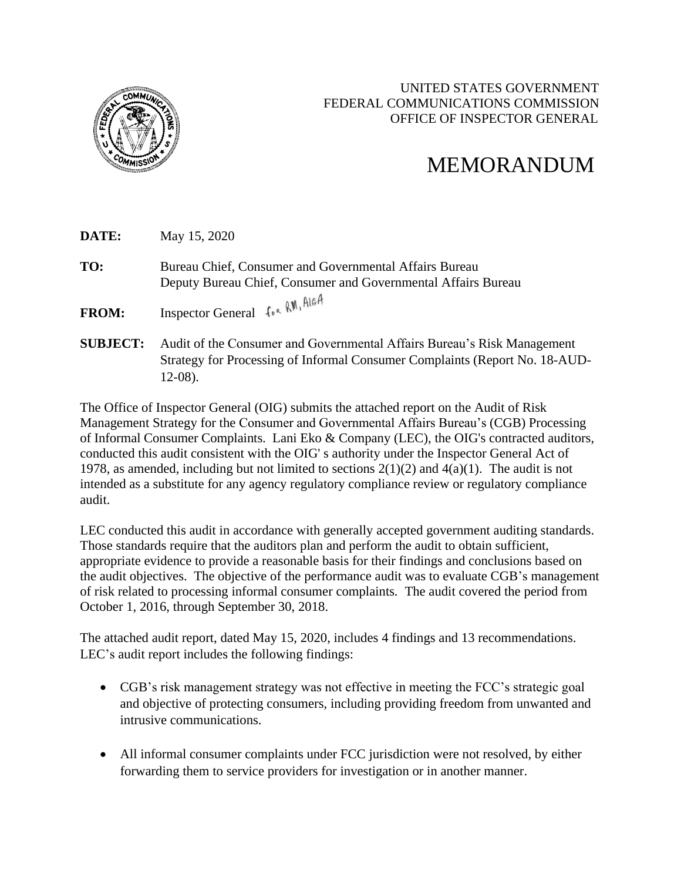UNITED STATES GOVERNMENT
FEDERAL COMMUNICATIONS COMMISSION
OFFICE OF INSPECTOR GENERAL

# MEMORANDUM

**DATE:** May 15, 2020

**TO:** Bureau Chief, Consumer and Governmental Affairs Bureau
Deputy Bureau Chief, Consumer and Governmental Affairs Bureau

**FROM:** Inspector General for RM, AIGA

**SUBJECT:** Audit of the Consumer and Governmental Affairs Bureau's Risk Management Strategy for Processing of Informal Consumer Complaints (Report No. 18-AUD-12-08).

The Office of Inspector General (OIG) submits the attached report on the Audit of Risk Management Strategy for the Consumer and Governmental Affairs Bureau's (CGB) Processing of Informal Consumer Complaints. Lani Eko & Company (LEC), the OIG's contracted auditors, conducted this audit consistent with the OIG' s authority under the Inspector General Act of 1978, as amended, including but not limited to sections 2(1)(2) and 4(a)(1). The audit is not intended as a substitute for any agency regulatory compliance review or regulatory compliance audit.

LEC conducted this audit in accordance with generally accepted government auditing standards. Those standards require that the auditors plan and perform the audit to obtain sufficient, appropriate evidence to provide a reasonable basis for their findings and conclusions based on the audit objectives. The objective of the performance audit was to evaluate CGB's management of risk related to processing informal consumer complaints. The audit covered the period from October 1, 2016, through September 30, 2018.

The attached audit report, dated May 15, 2020, includes 4 findings and 13 recommendations. LEC's audit report includes the following findings:

- CGB's risk management strategy was not effective in meeting the FCC's strategic goal and objective of protecting consumers, including providing freedom from unwanted and intrusive communications.
- All informal consumer complaints under FCC jurisdiction were not resolved, by either forwarding them to service providers for investigation or in another manner.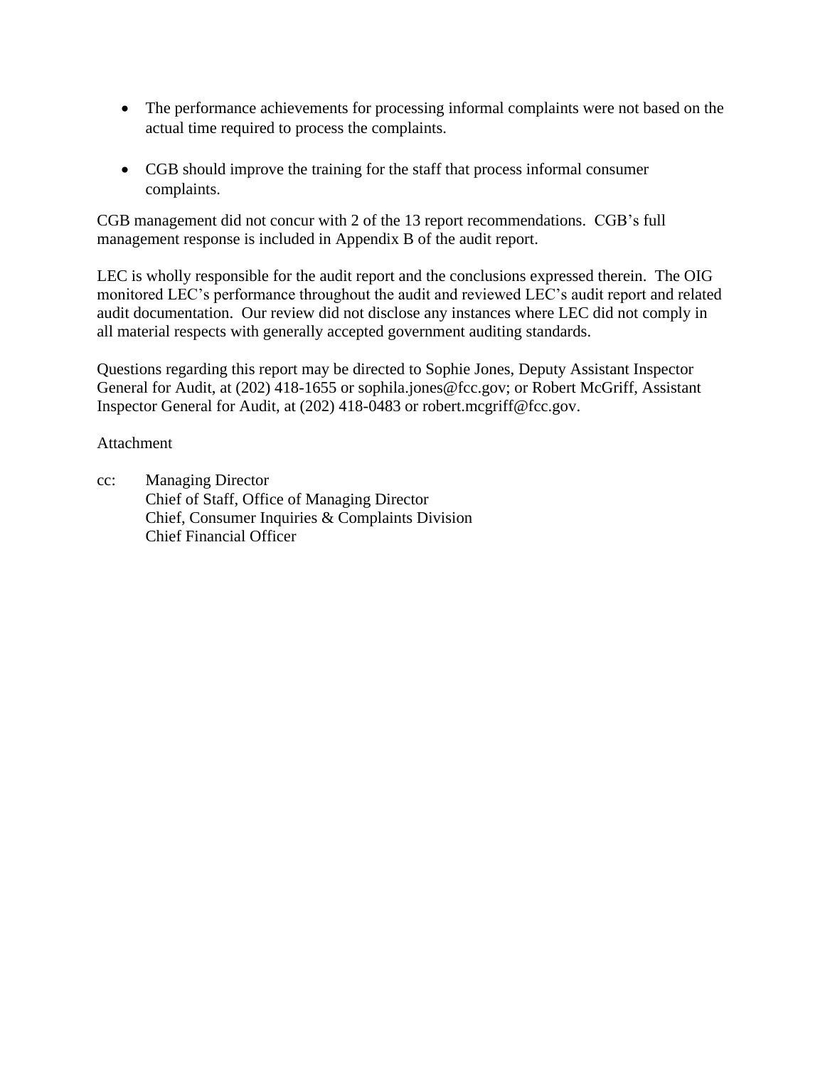- The performance achievements for processing informal complaints were not based on the actual time required to process the complaints.

- CGB should improve the training for the staff that process informal consumer complaints.

CGB management did not concur with 2 of the 13 report recommendations. CGB's full management response is included in Appendix B of the audit report.

LEC is wholly responsible for the audit report and the conclusions expressed therein. The OIG monitored LEC's performance throughout the audit and reviewed LEC's audit report and related audit documentation. Our review did not disclose any instances where LEC did not comply in all material respects with generally accepted government auditing standards.

Questions regarding this report may be directed to Sophie Jones, Deputy Assistant Inspector General for Audit, at (202) 418-1655 or sophila.jones@fcc.gov; or Robert McGriff, Assistant Inspector General for Audit, at (202) 418-0483 or robert.mcgriff@fcc.gov.

Attachment

cc: Managing Director
Chief of Staff, Office of Managing Director
Chief, Consumer Inquiries & Complaints Division
Chief Financial Officer